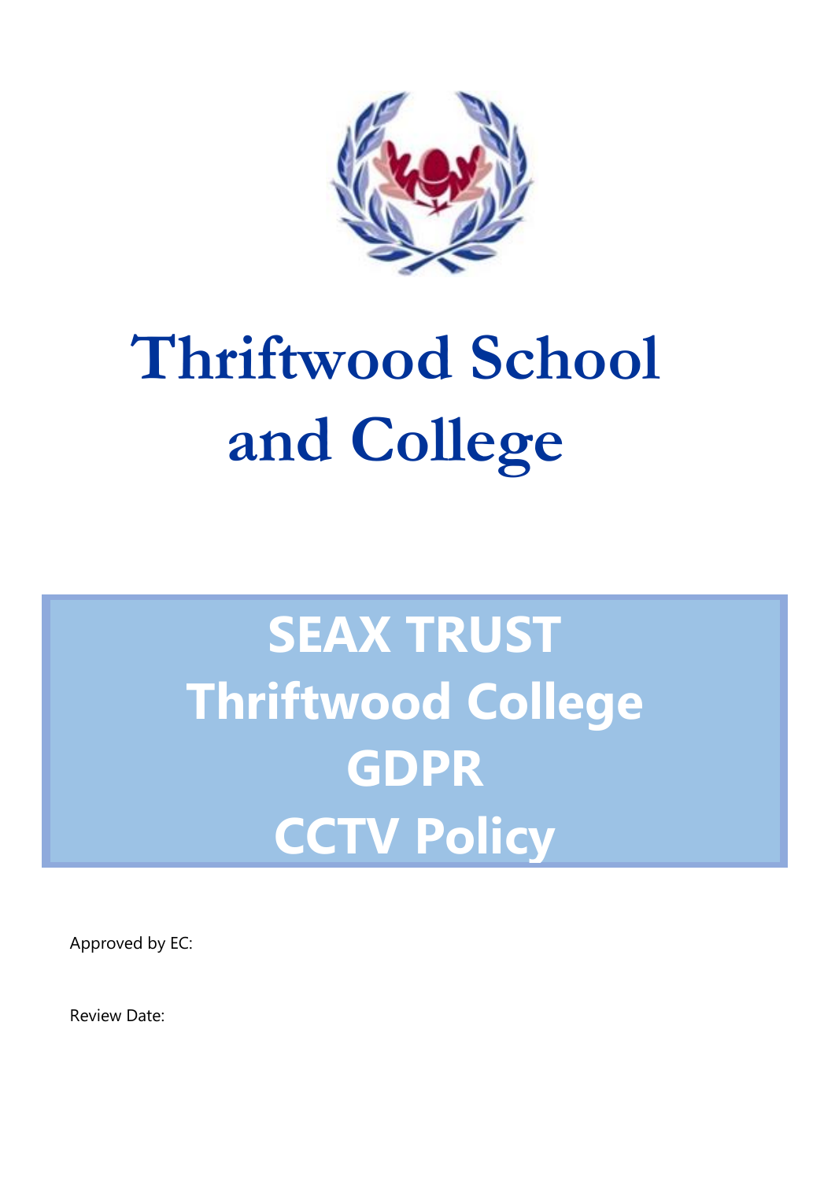# Thriftwood School and College

## SEAX TRUST
## Thriftwood College
## GDPR
## CCTV Policy

Approved by EC:

Review Date: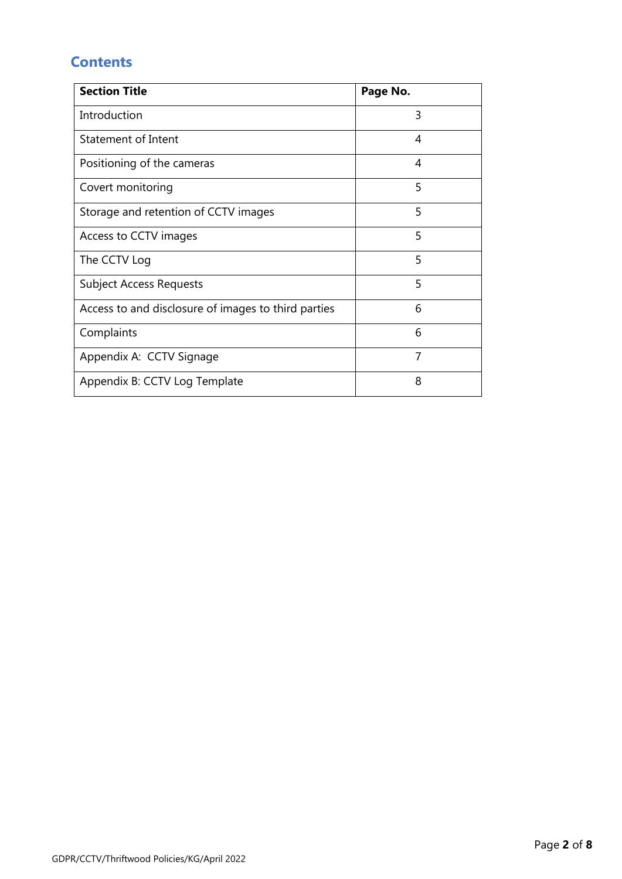## Contents

| Section Title | Page No. |
|---|---|
| Introduction | 3 |
| Statement of Intent | 4 |
| Positioning of the cameras | 4 |
| Covert monitoring | 5 |
| Storage and retention of CCTV images | 5 |
| Access to CCTV images | 5 |
| The CCTV Log | 5 |
| Subject Access Requests | 5 |
| Access to and disclosure of images to third parties | 6 |
| Complaints | 6 |
| Appendix A: CCTV Signage | 7 |
| Appendix B: CCTV Log Template | 8 |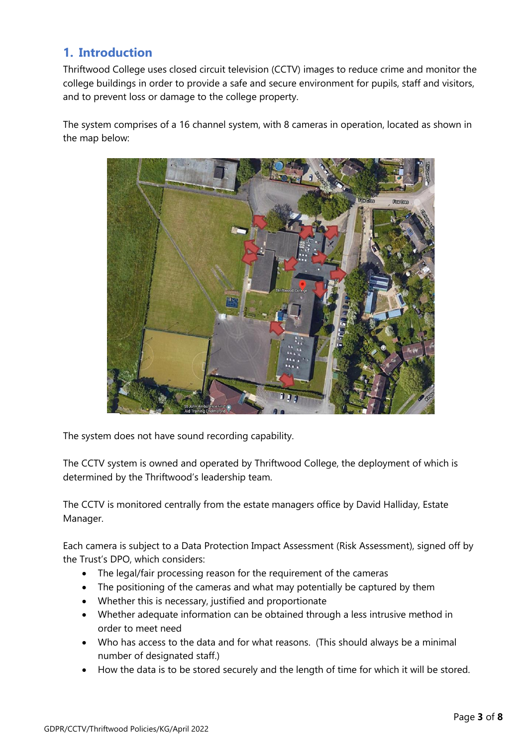## 1. Introduction

Thriftwood College uses closed circuit television (CCTV) images to reduce crime and monitor the college buildings in order to provide a safe and secure environment for pupils, staff and visitors, and to prevent loss or damage to the college property.

The system comprises of a 16 channel system, with 8 cameras in operation, located as shown in the map below:

The system does not have sound recording capability.

The CCTV system is owned and operated by Thriftwood College, the deployment of which is determined by the Thriftwood's leadership team.

The CCTV is monitored centrally from the estate managers office by David Halliday, Estate Manager.

Each camera is subject to a Data Protection Impact Assessment (Risk Assessment), signed off by the Trust's DPO, which considers:

- The legal/fair processing reason for the requirement of the cameras
- The positioning of the cameras and what may potentially be captured by them
- Whether this is necessary, justified and proportionate
- Whether adequate information can be obtained through a less intrusive method in order to meet need
- Who has access to the data and for what reasons. (This should always be a minimal number of designated staff.)
- How the data is to be stored securely and the length of time for which it will be stored.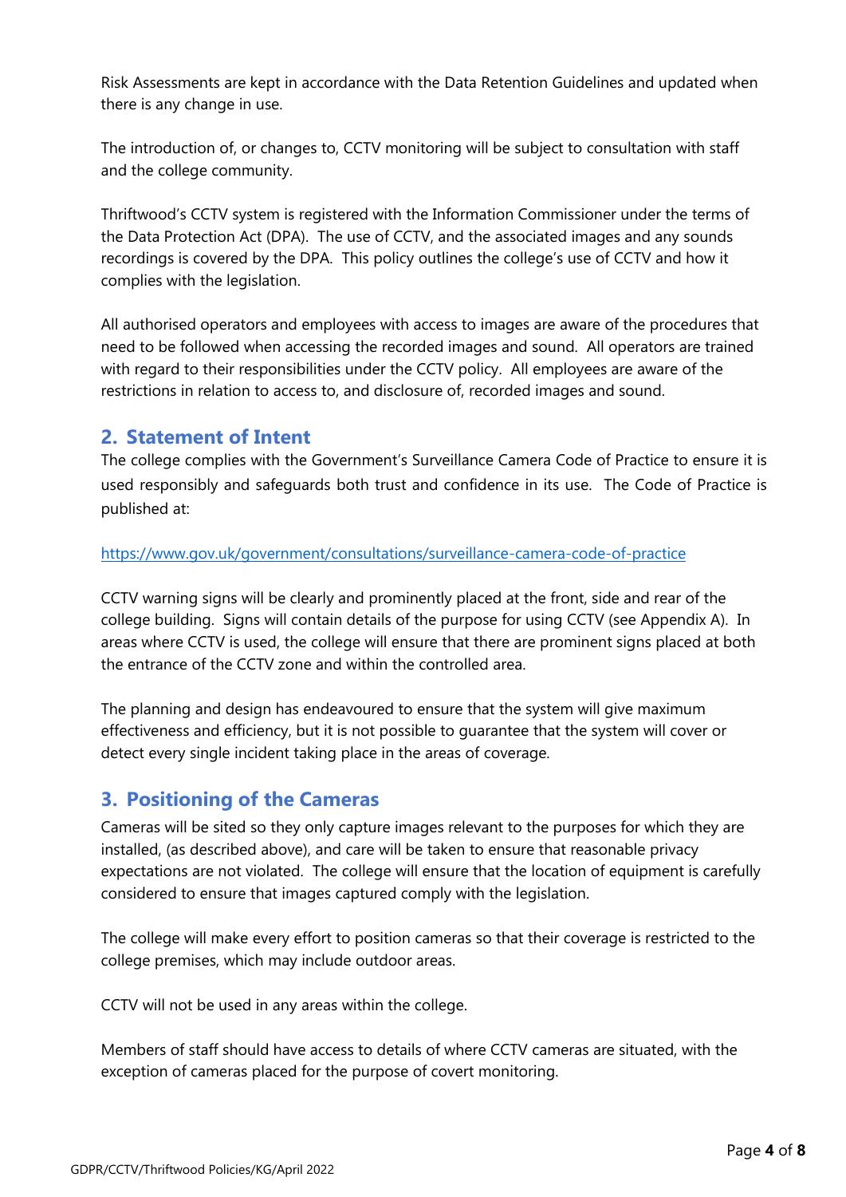Risk Assessments are kept in accordance with the Data Retention Guidelines and updated when there is any change in use.

The introduction of, or changes to, CCTV monitoring will be subject to consultation with staff and the college community.

Thriftwood's CCTV system is registered with the Information Commissioner under the terms of the Data Protection Act (DPA). The use of CCTV, and the associated images and any sounds recordings is covered by the DPA. This policy outlines the college's use of CCTV and how it complies with the legislation.

All authorised operators and employees with access to images are aware of the procedures that need to be followed when accessing the recorded images and sound. All operators are trained with regard to their responsibilities under the CCTV policy. All employees are aware of the restrictions in relation to access to, and disclosure of, recorded images and sound.

## 2. Statement of Intent

The college complies with the Government's Surveillance Camera Code of Practice to ensure it is used responsibly and safeguards both trust and confidence in its use. The Code of Practice is published at:

https://www.gov.uk/government/consultations/surveillance-camera-code-of-practice

CCTV warning signs will be clearly and prominently placed at the front, side and rear of the college building. Signs will contain details of the purpose for using CCTV (see Appendix A). In areas where CCTV is used, the college will ensure that there are prominent signs placed at both the entrance of the CCTV zone and within the controlled area.

The planning and design has endeavoured to ensure that the system will give maximum effectiveness and efficiency, but it is not possible to guarantee that the system will cover or detect every single incident taking place in the areas of coverage.

## 3. Positioning of the Cameras

Cameras will be sited so they only capture images relevant to the purposes for which they are installed, (as described above), and care will be taken to ensure that reasonable privacy expectations are not violated. The college will ensure that the location of equipment is carefully considered to ensure that images captured comply with the legislation.

The college will make every effort to position cameras so that their coverage is restricted to the college premises, which may include outdoor areas.

CCTV will not be used in any areas within the college.

Members of staff should have access to details of where CCTV cameras are situated, with the exception of cameras placed for the purpose of covert monitoring.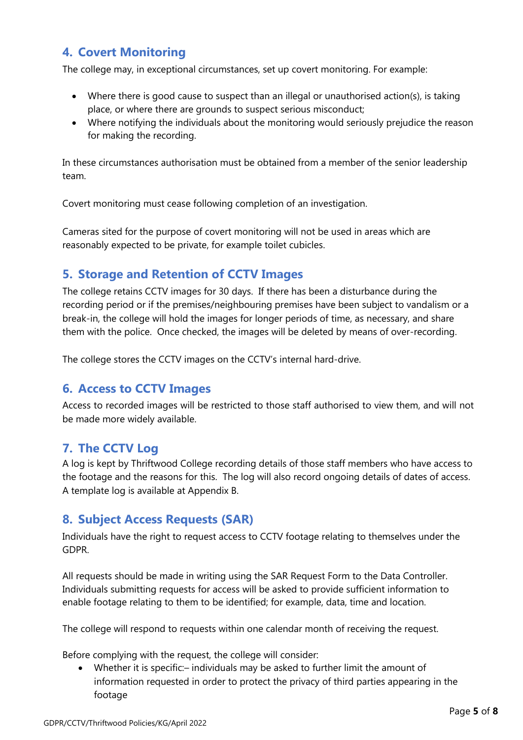## 4. Covert Monitoring

The college may, in exceptional circumstances, set up covert monitoring. For example:

- Where there is good cause to suspect than an illegal or unauthorised action(s), is taking place, or where there are grounds to suspect serious misconduct;
- Where notifying the individuals about the monitoring would seriously prejudice the reason for making the recording.

In these circumstances authorisation must be obtained from a member of the senior leadership team.

Covert monitoring must cease following completion of an investigation.

Cameras sited for the purpose of covert monitoring will not be used in areas which are reasonably expected to be private, for example toilet cubicles.

## 5. Storage and Retention of CCTV Images

The college retains CCTV images for 30 days. If there has been a disturbance during the recording period or if the premises/neighbouring premises have been subject to vandalism or a break-in, the college will hold the images for longer periods of time, as necessary, and share them with the police. Once checked, the images will be deleted by means of over-recording.

The college stores the CCTV images on the CCTV's internal hard-drive.

## 6. Access to CCTV Images

Access to recorded images will be restricted to those staff authorised to view them, and will not be made more widely available.

## 7. The CCTV Log

A log is kept by Thriftwood College recording details of those staff members who have access to the footage and the reasons for this. The log will also record ongoing details of dates of access. A template log is available at Appendix B.

## 8. Subject Access Requests (SAR)

Individuals have the right to request access to CCTV footage relating to themselves under the GDPR.

All requests should be made in writing using the SAR Request Form to the Data Controller. Individuals submitting requests for access will be asked to provide sufficient information to enable footage relating to them to be identified; for example, data, time and location.

The college will respond to requests within one calendar month of receiving the request.

Before complying with the request, the college will consider:

- Whether it is specific:– individuals may be asked to further limit the amount of information requested in order to protect the privacy of third parties appearing in the footage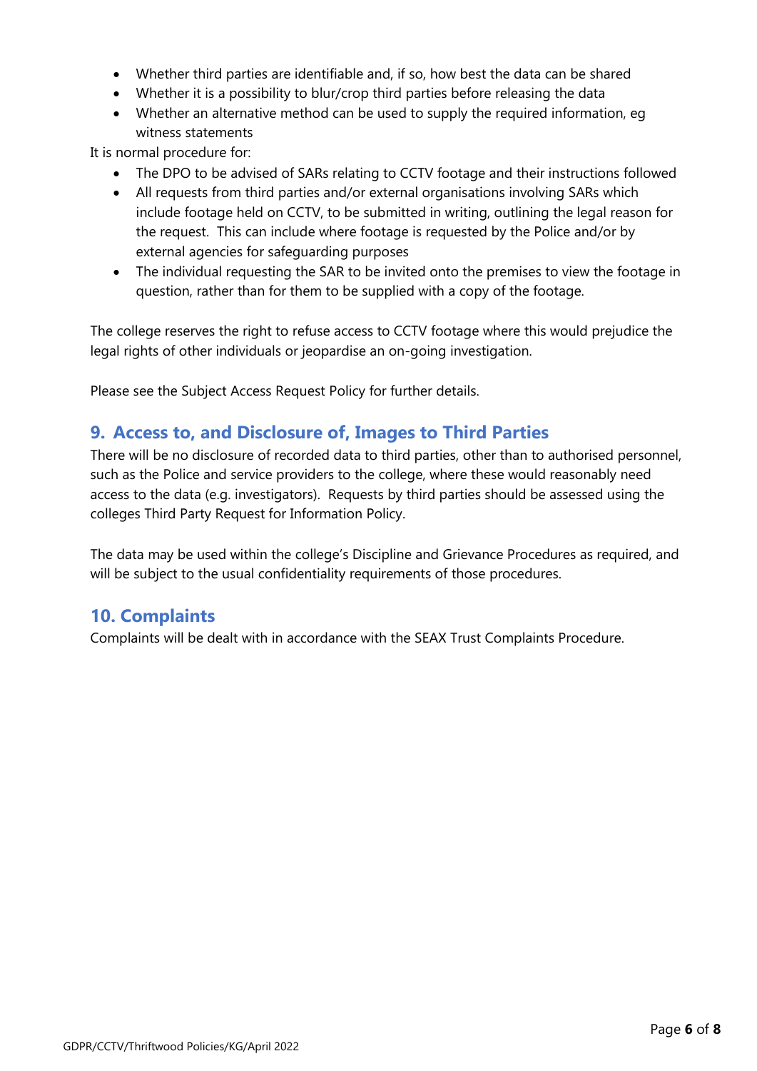- Whether third parties are identifiable and, if so, how best the data can be shared
- Whether it is a possibility to blur/crop third parties before releasing the data
- Whether an alternative method can be used to supply the required information, eg witness statements

It is normal procedure for:

- The DPO to be advised of SARs relating to CCTV footage and their instructions followed
- All requests from third parties and/or external organisations involving SARs which include footage held on CCTV, to be submitted in writing, outlining the legal reason for the request. This can include where footage is requested by the Police and/or by external agencies for safeguarding purposes
- The individual requesting the SAR to be invited onto the premises to view the footage in question, rather than for them to be supplied with a copy of the footage.

The college reserves the right to refuse access to CCTV footage where this would prejudice the legal rights of other individuals or jeopardise an on-going investigation.

Please see the Subject Access Request Policy for further details.

## 9. Access to, and Disclosure of, Images to Third Parties

There will be no disclosure of recorded data to third parties, other than to authorised personnel, such as the Police and service providers to the college, where these would reasonably need access to the data (e.g. investigators). Requests by third parties should be assessed using the colleges Third Party Request for Information Policy.

The data may be used within the college's Discipline and Grievance Procedures as required, and will be subject to the usual confidentiality requirements of those procedures.

## 10. Complaints

Complaints will be dealt with in accordance with the SEAX Trust Complaints Procedure.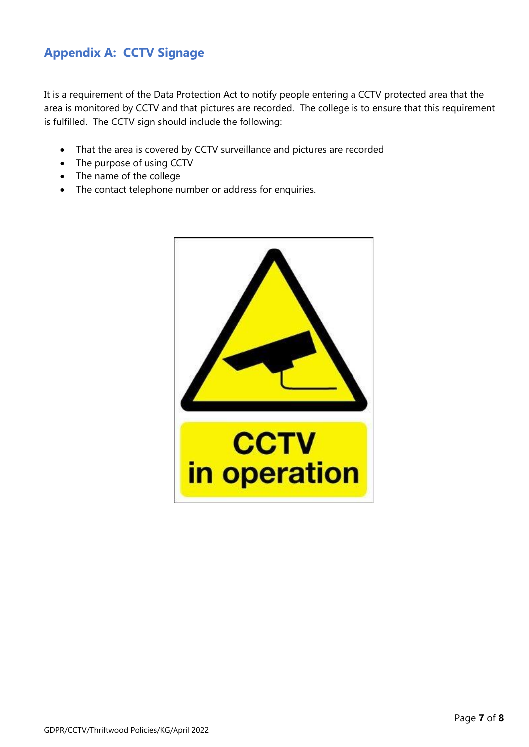## Appendix A: CCTV Signage

It is a requirement of the Data Protection Act to notify people entering a CCTV protected area that the area is monitored by CCTV and that pictures are recorded. The college is to ensure that this requirement is fulfilled. The CCTV sign should include the following:

- That the area is covered by CCTV surveillance and pictures are recorded
- The purpose of using CCTV
- The name of the college
- The contact telephone number or address for enquiries.

CCTV in operation

GDPR/CCTV/Thriftwood Policies/KG/April 2022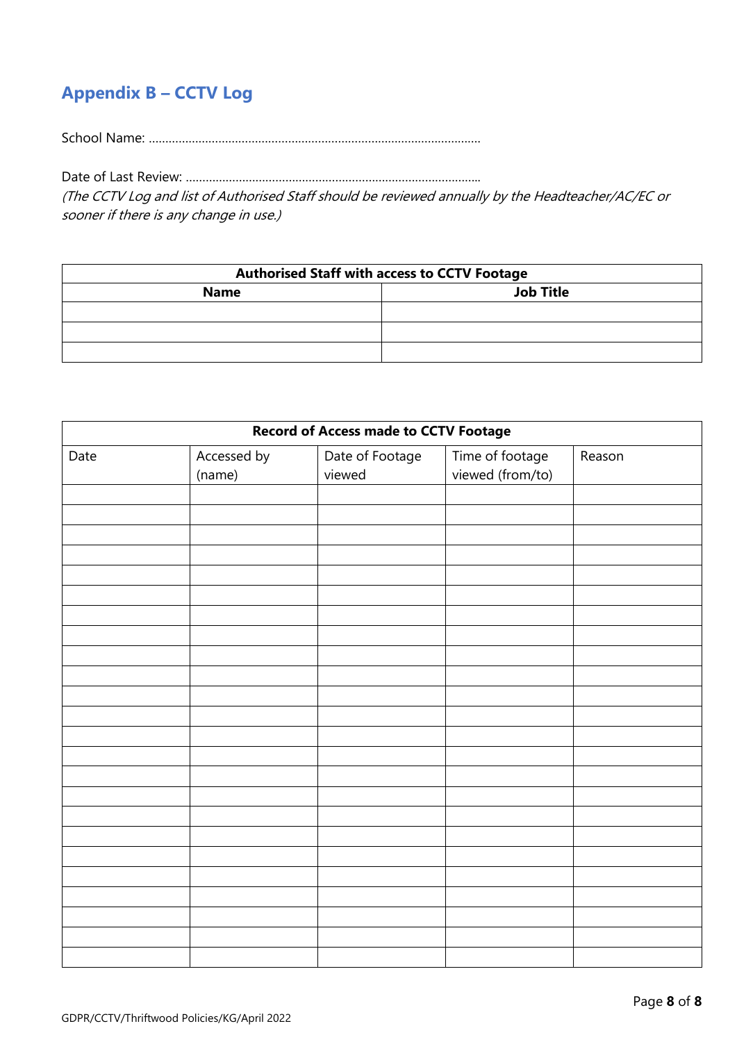## Appendix B – CCTV Log

School Name: ……………………………………………………………………………………………

Date of Last Review: ……………………………………………………………………………..
*(The CCTV Log and list of Authorised Staff should be reviewed annually by the Headteacher/AC/EC or sooner if there is any change in use.)*

| **Authorised Staff with access to CCTV Footage** | |
|---|---|
| **Name** | **Job Title** |
| | |
| | |
| | |

| **Record of Access made to CCTV Footage** | | | | |
|---|---|---|---|---|
| Date | Accessed by (name) | Date of Footage viewed | Time of footage viewed (from/to) | Reason |
| | | | | |
| | | | | |
| | | | | |
| | | | | |
| | | | | |
| | | | | |
| | | | | |
| | | | | |
| | | | | |
| | | | | |
| | | | | |
| | | | | |
| | | | | |
| | | | | |
| | | | | |
| | | | | |
| | | | | |
| | | | | |
| | | | | |
| | | | | |
| | | | | |
| | | | | |
| | | | | |
| | | | | |

GDPR/CCTV/Thriftwood Policies/KG/April 2022